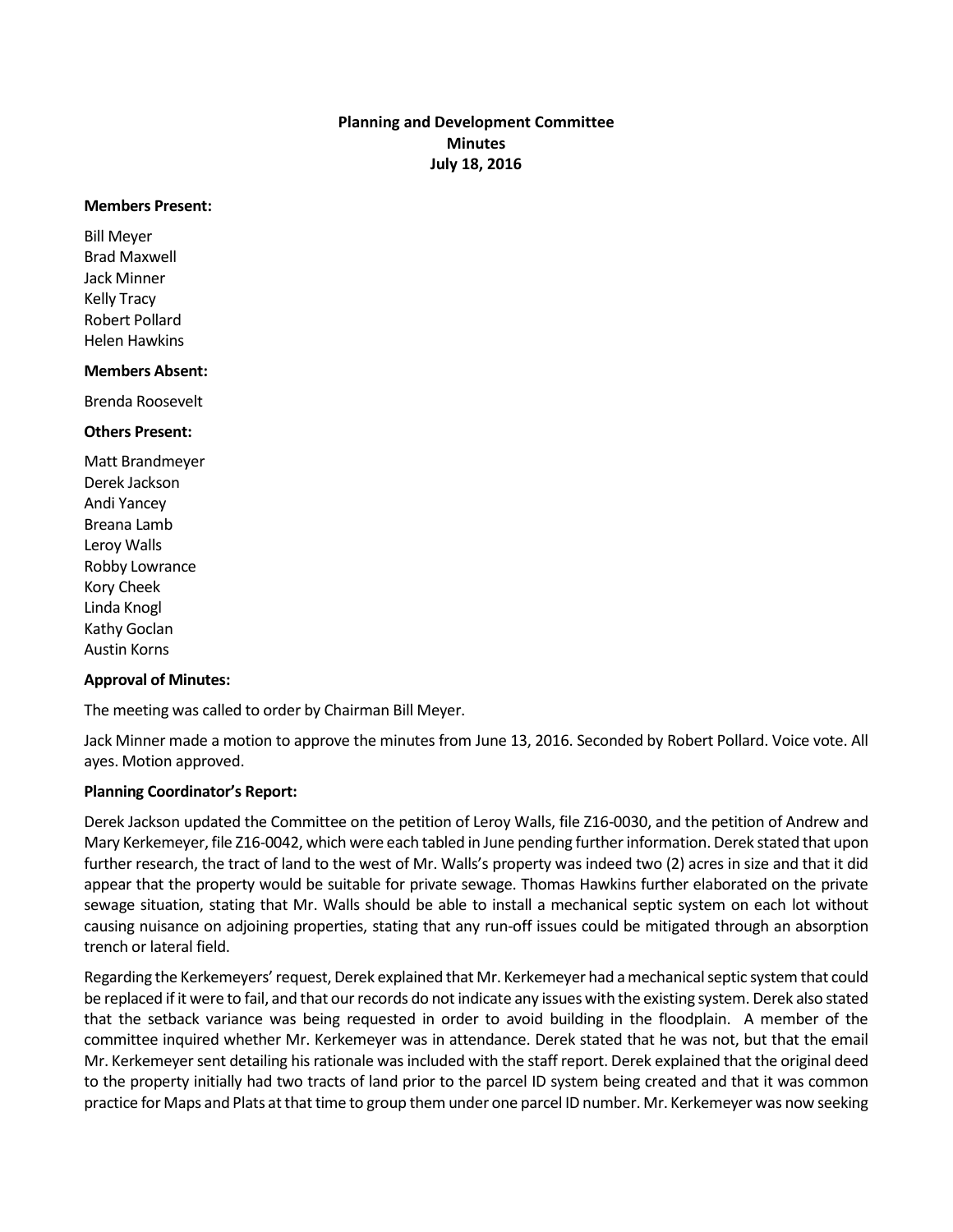**Planning and Development Committee**
**Minutes**
**July 18, 2016**

**Members Present:**

Bill Meyer
Brad Maxwell
Jack Minner
Kelly Tracy
Robert Pollard
Helen Hawkins

**Members Absent:**

Brenda Roosevelt

**Others Present:**

Matt Brandmeyer
Derek Jackson
Andi Yancey
Breana Lamb
Leroy Walls
Robby Lowrance
Kory Cheek
Linda Knogl
Kathy Goclan
Austin Korns

**Approval of Minutes:**

The meeting was called to order by Chairman Bill Meyer.

Jack Minner made a motion to approve the minutes from June 13, 2016. Seconded by Robert Pollard. Voice vote. All ayes. Motion approved.

**Planning Coordinator's Report:**

Derek Jackson updated the Committee on the petition of Leroy Walls, file Z16-0030, and the petition of Andrew and Mary Kerkemeyer, file Z16-0042, which were each tabled in June pending further information. Derek stated that upon further research, the tract of land to the west of Mr. Walls's property was indeed two (2) acres in size and that it did appear that the property would be suitable for private sewage. Thomas Hawkins further elaborated on the private sewage situation, stating that Mr. Walls should be able to install a mechanical septic system on each lot without causing nuisance on adjoining properties, stating that any run-off issues could be mitigated through an absorption trench or lateral field.

Regarding the Kerkemeyers' request, Derek explained that Mr. Kerkemeyer had a mechanical septic system that could be replaced if it were to fail, and that our records do not indicate any issues with the existing system. Derek also stated that the setback variance was being requested in order to avoid building in the floodplain. A member of the committee inquired whether Mr. Kerkemeyer was in attendance. Derek stated that he was not, but that the email Mr. Kerkemeyer sent detailing his rationale was included with the staff report. Derek explained that the original deed to the property initially had two tracts of land prior to the parcel ID system being created and that it was common practice for Maps and Plats at that time to group them under one parcel ID number. Mr. Kerkemeyer was now seeking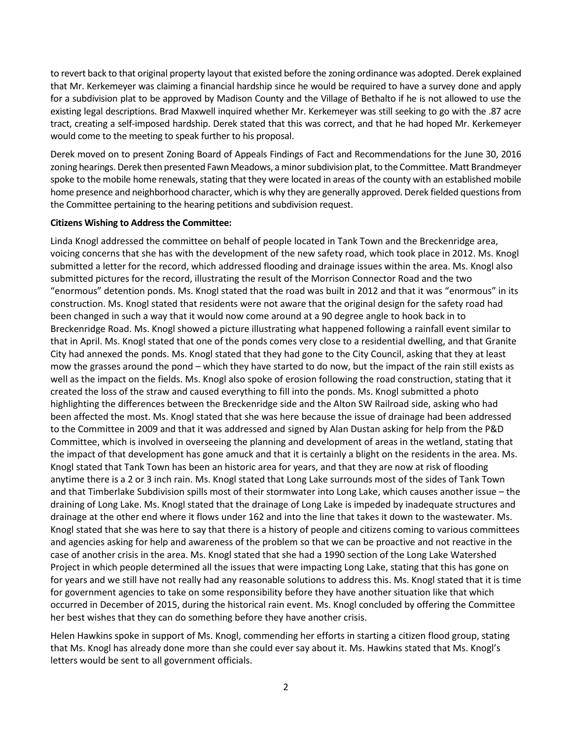to revert back to that original property layout that existed before the zoning ordinance was adopted. Derek explained that Mr. Kerkemeyer was claiming a financial hardship since he would be required to have a survey done and apply for a subdivision plat to be approved by Madison County and the Village of Bethalto if he is not allowed to use the existing legal descriptions. Brad Maxwell inquired whether Mr. Kerkemeyer was still seeking to go with the .87 acre tract, creating a self-imposed hardship. Derek stated that this was correct, and that he had hoped Mr. Kerkemeyer would come to the meeting to speak further to his proposal.

Derek moved on to present Zoning Board of Appeals Findings of Fact and Recommendations for the June 30, 2016 zoning hearings. Derek then presented Fawn Meadows, a minor subdivision plat, to the Committee. Matt Brandmeyer spoke to the mobile home renewals, stating that they were located in areas of the county with an established mobile home presence and neighborhood character, which is why they are generally approved. Derek fielded questions from the Committee pertaining to the hearing petitions and subdivision request.

**Citizens Wishing to Address the Committee:**

Linda Knogl addressed the committee on behalf of people located in Tank Town and the Breckenridge area, voicing concerns that she has with the development of the new safety road, which took place in 2012. Ms. Knogl submitted a letter for the record, which addressed flooding and drainage issues within the area. Ms. Knogl also submitted pictures for the record, illustrating the result of the Morrison Connector Road and the two "enormous" detention ponds. Ms. Knogl stated that the road was built in 2012 and that it was "enormous" in its construction. Ms. Knogl stated that residents were not aware that the original design for the safety road had been changed in such a way that it would now come around at a 90 degree angle to hook back in to Breckenridge Road. Ms. Knogl showed a picture illustrating what happened following a rainfall event similar to that in April. Ms. Knogl stated that one of the ponds comes very close to a residential dwelling, and that Granite City had annexed the ponds. Ms. Knogl stated that they had gone to the City Council, asking that they at least mow the grasses around the pond – which they have started to do now, but the impact of the rain still exists as well as the impact on the fields. Ms. Knogl also spoke of erosion following the road construction, stating that it created the loss of the straw and caused everything to fill into the ponds. Ms. Knogl submitted a photo highlighting the differences between the Breckenridge side and the Alton SW Railroad side, asking who had been affected the most. Ms. Knogl stated that she was here because the issue of drainage had been addressed to the Committee in 2009 and that it was addressed and signed by Alan Dustan asking for help from the P&D Committee, which is involved in overseeing the planning and development of areas in the wetland, stating that the impact of that development has gone amuck and that it is certainly a blight on the residents in the area. Ms. Knogl stated that Tank Town has been an historic area for years, and that they are now at risk of flooding anytime there is a 2 or 3 inch rain. Ms. Knogl stated that Long Lake surrounds most of the sides of Tank Town and that Timberlake Subdivision spills most of their stormwater into Long Lake, which causes another issue – the draining of Long Lake. Ms. Knogl stated that the drainage of Long Lake is impeded by inadequate structures and drainage at the other end where it flows under 162 and into the line that takes it down to the wastewater. Ms. Knogl stated that she was here to say that there is a history of people and citizens coming to various committees and agencies asking for help and awareness of the problem so that we can be proactive and not reactive in the case of another crisis in the area. Ms. Knogl stated that she had a 1990 section of the Long Lake Watershed Project in which people determined all the issues that were impacting Long Lake, stating that this has gone on for years and we still have not really had any reasonable solutions to address this. Ms. Knogl stated that it is time for government agencies to take on some responsibility before they have another situation like that which occurred in December of 2015, during the historical rain event. Ms. Knogl concluded by offering the Committee her best wishes that they can do something before they have another crisis.

Helen Hawkins spoke in support of Ms. Knogl, commending her efforts in starting a citizen flood group, stating that Ms. Knogl has already done more than she could ever say about it. Ms. Hawkins stated that Ms. Knogl's letters would be sent to all government officials.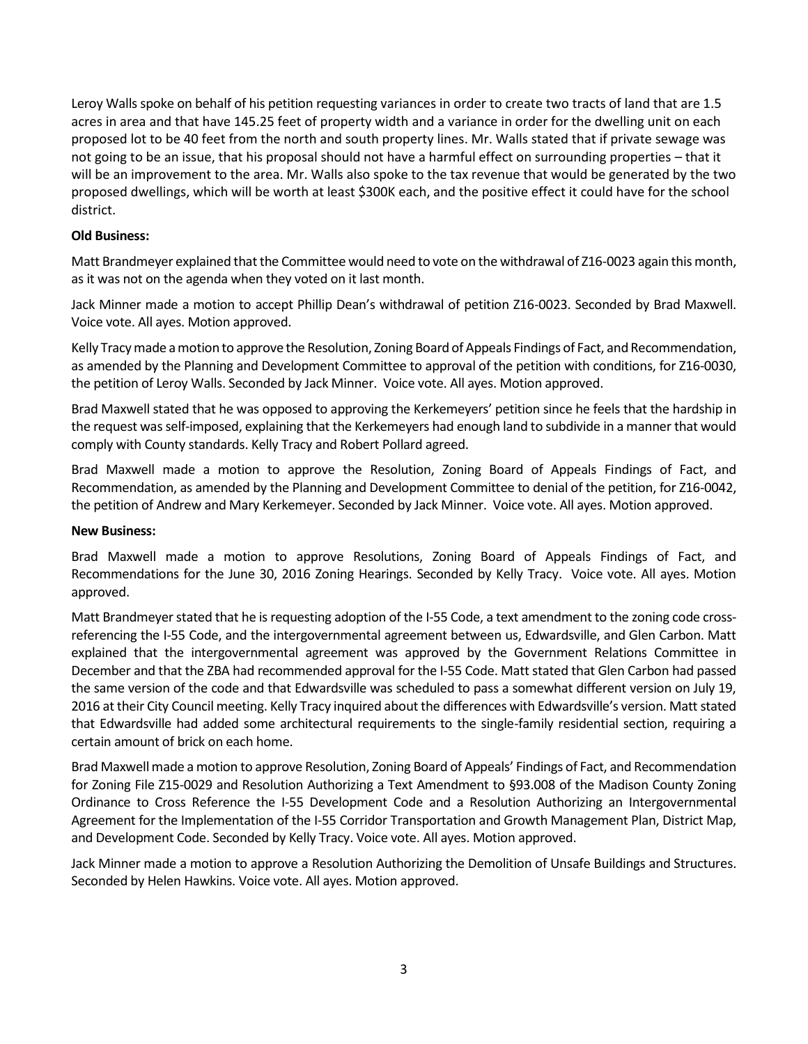Leroy Walls spoke on behalf of his petition requesting variances in order to create two tracts of land that are 1.5 acres in area and that have 145.25 feet of property width and a variance in order for the dwelling unit on each proposed lot to be 40 feet from the north and south property lines. Mr. Walls stated that if private sewage was not going to be an issue, that his proposal should not have a harmful effect on surrounding properties – that it will be an improvement to the area. Mr. Walls also spoke to the tax revenue that would be generated by the two proposed dwellings, which will be worth at least $300K each, and the positive effect it could have for the school district.

**Old Business:**

Matt Brandmeyer explained that the Committee would need to vote on the withdrawal of Z16-0023 again this month, as it was not on the agenda when they voted on it last month.

Jack Minner made a motion to accept Phillip Dean's withdrawal of petition Z16-0023. Seconded by Brad Maxwell. Voice vote. All ayes. Motion approved.

Kelly Tracy made a motion to approve the Resolution, Zoning Board of Appeals Findings of Fact, and Recommendation, as amended by the Planning and Development Committee to approval of the petition with conditions, for Z16-0030, the petition of Leroy Walls. Seconded by Jack Minner. Voice vote. All ayes. Motion approved.

Brad Maxwell stated that he was opposed to approving the Kerkemeyers' petition since he feels that the hardship in the request was self-imposed, explaining that the Kerkemeyers had enough land to subdivide in a manner that would comply with County standards. Kelly Tracy and Robert Pollard agreed.

Brad Maxwell made a motion to approve the Resolution, Zoning Board of Appeals Findings of Fact, and Recommendation, as amended by the Planning and Development Committee to denial of the petition, for Z16-0042, the petition of Andrew and Mary Kerkemeyer. Seconded by Jack Minner. Voice vote. All ayes. Motion approved.

**New Business:**

Brad Maxwell made a motion to approve Resolutions, Zoning Board of Appeals Findings of Fact, and Recommendations for the June 30, 2016 Zoning Hearings. Seconded by Kelly Tracy. Voice vote. All ayes. Motion approved.

Matt Brandmeyer stated that he is requesting adoption of the I-55 Code, a text amendment to the zoning code cross-referencing the I-55 Code, and the intergovernmental agreement between us, Edwardsville, and Glen Carbon. Matt explained that the intergovernmental agreement was approved by the Government Relations Committee in December and that the ZBA had recommended approval for the I-55 Code. Matt stated that Glen Carbon had passed the same version of the code and that Edwardsville was scheduled to pass a somewhat different version on July 19, 2016 at their City Council meeting. Kelly Tracy inquired about the differences with Edwardsville's version. Matt stated that Edwardsville had added some architectural requirements to the single-family residential section, requiring a certain amount of brick on each home.

Brad Maxwell made a motion to approve Resolution, Zoning Board of Appeals' Findings of Fact, and Recommendation for Zoning File Z15-0029 and Resolution Authorizing a Text Amendment to §93.008 of the Madison County Zoning Ordinance to Cross Reference the I-55 Development Code and a Resolution Authorizing an Intergovernmental Agreement for the Implementation of the I-55 Corridor Transportation and Growth Management Plan, District Map, and Development Code. Seconded by Kelly Tracy. Voice vote. All ayes. Motion approved.

Jack Minner made a motion to approve a Resolution Authorizing the Demolition of Unsafe Buildings and Structures. Seconded by Helen Hawkins. Voice vote. All ayes. Motion approved.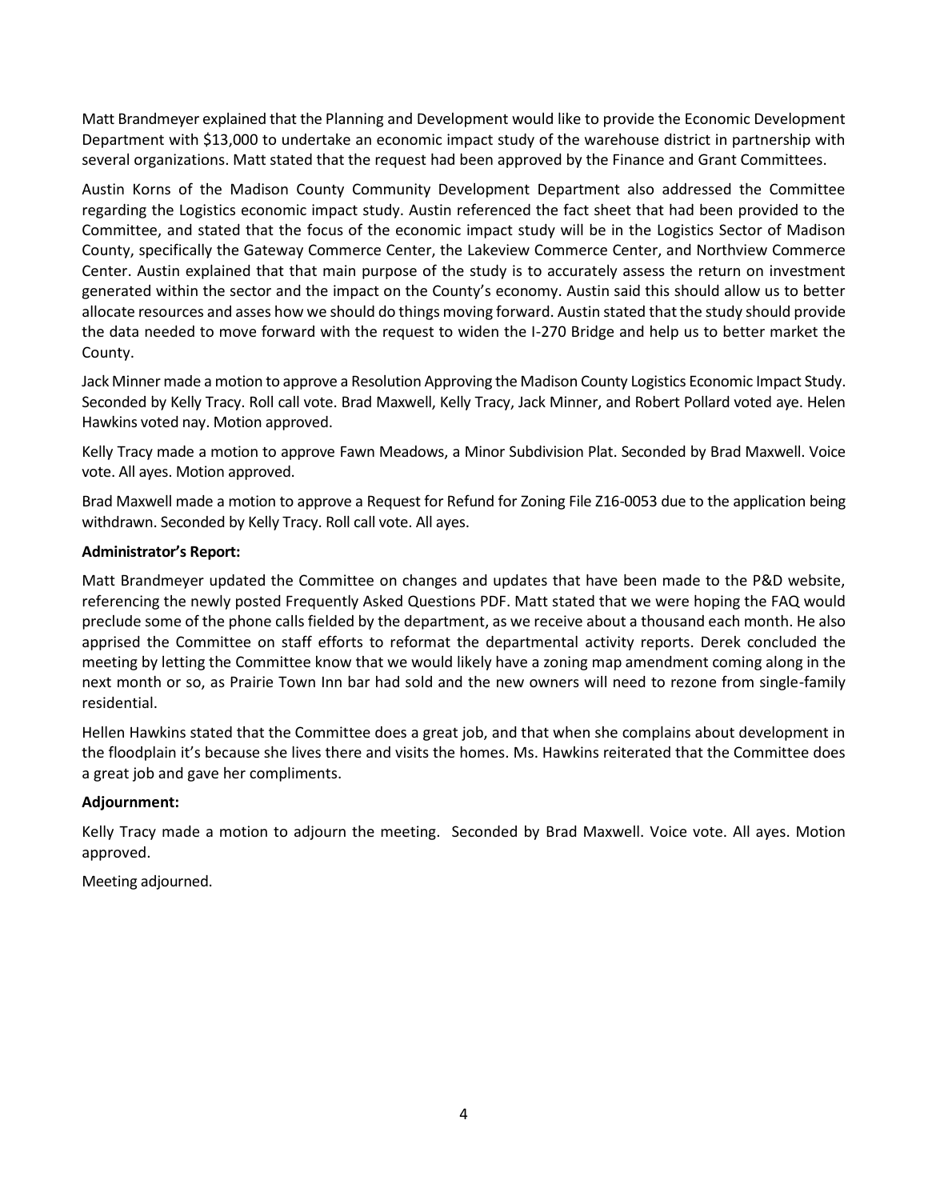Matt Brandmeyer explained that the Planning and Development would like to provide the Economic Development Department with $13,000 to undertake an economic impact study of the warehouse district in partnership with several organizations. Matt stated that the request had been approved by the Finance and Grant Committees.

Austin Korns of the Madison County Community Development Department also addressed the Committee regarding the Logistics economic impact study. Austin referenced the fact sheet that had been provided to the Committee, and stated that the focus of the economic impact study will be in the Logistics Sector of Madison County, specifically the Gateway Commerce Center, the Lakeview Commerce Center, and Northview Commerce Center. Austin explained that that main purpose of the study is to accurately assess the return on investment generated within the sector and the impact on the County's economy. Austin said this should allow us to better allocate resources and asses how we should do things moving forward. Austin stated that the study should provide the data needed to move forward with the request to widen the I-270 Bridge and help us to better market the County.

Jack Minner made a motion to approve a Resolution Approving the Madison County Logistics Economic Impact Study. Seconded by Kelly Tracy. Roll call vote. Brad Maxwell, Kelly Tracy, Jack Minner, and Robert Pollard voted aye. Helen Hawkins voted nay. Motion approved.

Kelly Tracy made a motion to approve Fawn Meadows, a Minor Subdivision Plat. Seconded by Brad Maxwell. Voice vote. All ayes. Motion approved.

Brad Maxwell made a motion to approve a Request for Refund for Zoning File Z16-0053 due to the application being withdrawn. Seconded by Kelly Tracy. Roll call vote. All ayes.

**Administrator's Report:**

Matt Brandmeyer updated the Committee on changes and updates that have been made to the P&D website, referencing the newly posted Frequently Asked Questions PDF. Matt stated that we were hoping the FAQ would preclude some of the phone calls fielded by the department, as we receive about a thousand each month. He also apprised the Committee on staff efforts to reformat the departmental activity reports. Derek concluded the meeting by letting the Committee know that we would likely have a zoning map amendment coming along in the next month or so, as Prairie Town Inn bar had sold and the new owners will need to rezone from single-family residential.

Hellen Hawkins stated that the Committee does a great job, and that when she complains about development in the floodplain it's because she lives there and visits the homes. Ms. Hawkins reiterated that the Committee does a great job and gave her compliments.

**Adjournment:**

Kelly Tracy made a motion to adjourn the meeting. Seconded by Brad Maxwell. Voice vote. All ayes. Motion approved.

Meeting adjourned.